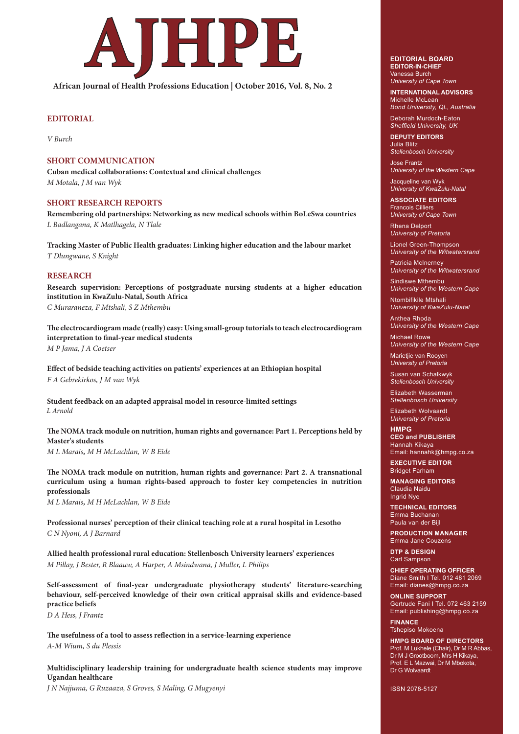# AJHPE

**African Journal of Health Professions Education | October 2016, Vol. 8, No. 2**

## EDITORIAL

*V Burch*

## SHORT COMMUNICATION

**Cuban medical collaborations: Contextual and clinical challenges**
*M Motala, J M van Wyk*

## SHORT RESEARCH REPORTS

**Remembering old partnerships: Networking as new medical schools within BoLeSwa countries**
*L Badlangana, K Matlhagela, N Tlale*

**Tracking Master of Public Health graduates: Linking higher education and the labour market**
*T Dlungwane, S Knight*

## RESEARCH

**Research supervision: Perceptions of postgraduate nursing students at a higher education institution in KwaZulu-Natal, South Africa**
*C Muraraneza, F Mtshali, S Z Mthembu*

**The electrocardiogram made (really) easy: Using small-group tutorials to teach electrocardiogram interpretation to final-year medical students**
*M P Jama, J A Coetser*

**Effect of bedside teaching activities on patients' experiences at an Ethiopian hospital**
*F A Gebrekirkos, J M van Wyk*

**Student feedback on an adapted appraisal model in resource-limited settings**
*L Arnold*

**The NOMA track module on nutrition, human rights and governance: Part 1. Perceptions held by Master's students**
*M L Marais, M H McLachlan, W B Eide*

**The NOMA track module on nutrition, human rights and governance: Part 2. A transnational curriculum using a human rights-based approach to foster key competencies in nutrition professionals**
*M L Marais, M H McLachlan, W B Eide*

**Professional nurses' perception of their clinical teaching role at a rural hospital in Lesotho**
*C N Nyoni, A J Barnard*

**Allied health professional rural education: Stellenbosch University learners' experiences**
*M Pillay, J Bester, R Blaauw, A Harper, A Msindwana, J Muller, L Philips*

**Self-assessment of final-year undergraduate physiotherapy students' literature-searching behaviour, self-perceived knowledge of their own critical appraisal skills and evidence-based practice beliefs**
*D A Hess, J Frantz*

**The usefulness of a tool to assess reflection in a service-learning experience**
*A-M Wium, S du Plessis*

**Multidisciplinary leadership training for undergraduate health science students may improve Ugandan healthcare**
*J N Najjuma, G Ruzaaza, S Groves, S Maling, G Mugyenyi*

---

**EDITORIAL BOARD**

**EDITOR-IN-CHIEF**
Vanessa Burch
*University of Cape Town*

**INTERNATIONAL ADVISORS**
Michelle McLean
*Bond University, QL, Australia*

Deborah Murdoch-Eaton
*Sheffield University, UK*

**DEPUTY EDITORS**
Julia Blitz
*Stellenbosch University*

Jose Frantz
*University of the Western Cape*

Jacqueline van Wyk
*University of KwaZulu-Natal*

**ASSOCIATE EDITORS**
Francois Cilliers
*University of Cape Town*

Rhena Delport
*University of Pretoria*

Lionel Green-Thompson
*University of the Witwatersrand*

Patricia McInerney
*University of the Witwatersrand*

Sindiswe Mthembu
*University of the Western Cape*

Ntombifikile Mtshali
*University of KwaZulu-Natal*

Anthea Rhoda
*University of the Western Cape*

Michael Rowe
*University of the Western Cape*

Marietjie van Rooyen
*University of Pretoria*

Susan van Schalkwyk
*Stellenbosch University*

Elizabeth Wasserman
*Stellenbosch University*

Elizabeth Wolvaardt
*University of Pretoria*

**HMPG**

**CEO and PUBLISHER**
Hannah Kikaya
Email: hannahk@hmpg.co.za

**EXECUTIVE EDITOR**
Bridget Farham

**MANAGING EDITORS**
Claudia Naidu
Ingrid Nye

**TECHNICAL EDITORS**
Emma Buchanan
Paula van der Bijl

**PRODUCTION MANAGER**
Emma Jane Couzens

**DTP & DESIGN**
Carl Sampson

**CHIEF OPERATING OFFICER**
Diane Smith I Tel. 012 481 2069
Email: dianes@hmpg.co.za

**ONLINE SUPPORT**
Gertrude Fani I Tel. 072 463 2159
Email: publishing@hmpg.co.za

**FINANCE**
Tshepiso Mokoena

**HMPG BOARD OF DIRECTORS**
Prof. M Lukhele (Chair), Dr M R Abbas, Dr M J Grootboom, Mrs H Kikaya, Prof. E L Mazwai, Dr M Mbokota, Dr G Wolvaardt

ISSN 2078-5127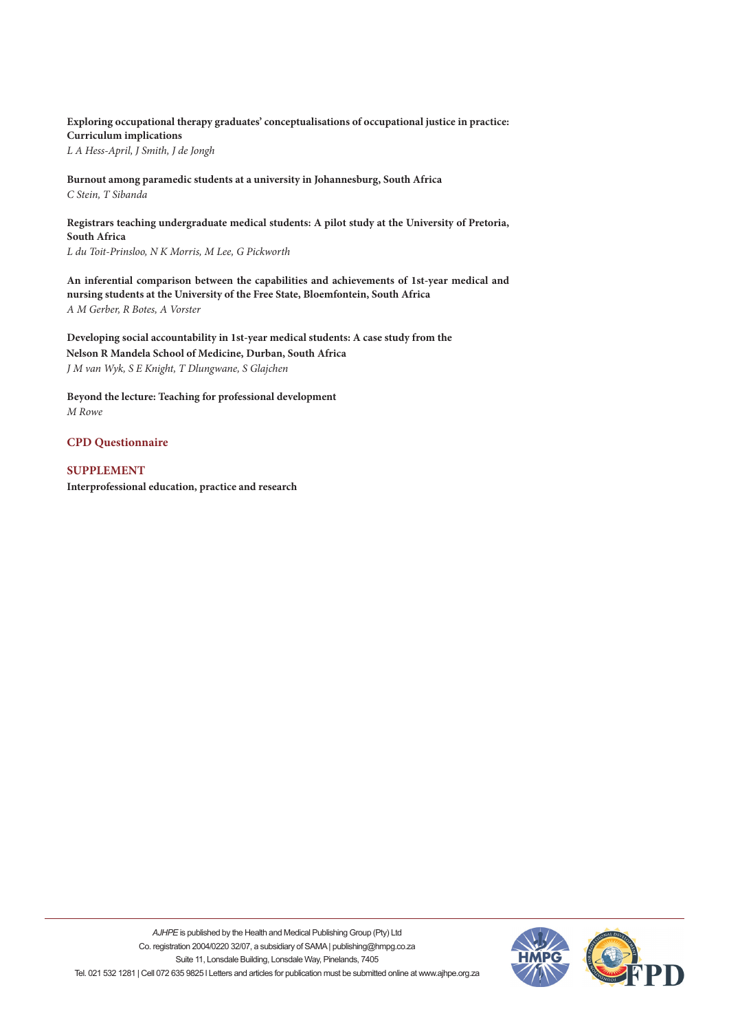**Exploring occupational therapy graduates' conceptualisations of occupational justice in practice: Curriculum implications**
*L A Hess-April, J Smith, J de Jongh*

**Burnout among paramedic students at a university in Johannesburg, South Africa**
*C Stein, T Sibanda*

**Registrars teaching undergraduate medical students: A pilot study at the University of Pretoria, South Africa**
*L du Toit-Prinsloo, N K Morris, M Lee, G Pickworth*

**An inferential comparison between the capabilities and achievements of 1st-year medical and nursing students at the University of the Free State, Bloemfontein, South Africa**
*A M Gerber, R Botes, A Vorster*

**Developing social accountability in 1st-year medical students: A case study from the Nelson R Mandela School of Medicine, Durban, South Africa**
*J M van Wyk, S E Knight, T Dlungwane, S Glajchen*

**Beyond the lecture: Teaching for professional development**
*M Rowe*

**CPD Questionnaire**

**SUPPLEMENT**
**Interprofessional education, practice and research**

*AJHPE* is published by the Health and Medical Publishing Group (Pty) Ltd
Co. registration 2004/0220 32/07, a subsidiary of SAMA | publishing@hmpg.co.za
Suite 11, Lonsdale Building, Lonsdale Way, Pinelands, 7405
Tel. 021 532 1281 | Cell 072 635 9825 | Letters and articles for publication must be submitted online at www.ajhpe.org.za